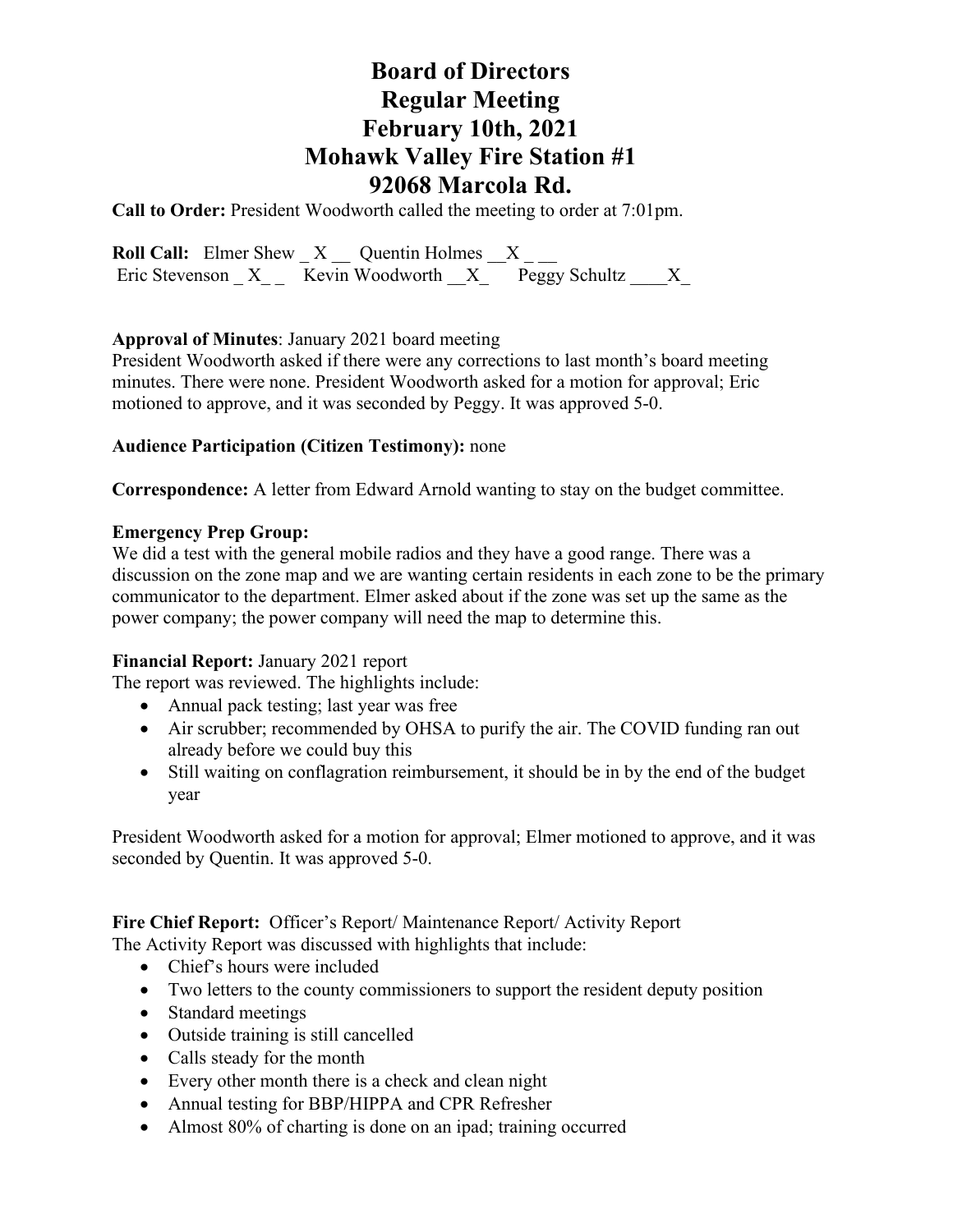# Board of Directors
# Regular Meeting
# February 10th, 2021
# Mohawk Valley Fire Station #1
# 92068 Marcola Rd.

**Call to Order:** President Woodworth called the meeting to order at 7:01pm.

**Roll Call:** Elmer Shew _ X __ Quentin Holmes __X _ __
Eric Stevenson _ X_ _ Kevin Woodworth __X_ Peggy Schultz ____X_

**Approval of Minutes**: January 2021 board meeting
President Woodworth asked if there were any corrections to last month's board meeting minutes. There were none. President Woodworth asked for a motion for approval; Eric motioned to approve, and it was seconded by Peggy. It was approved 5-0.

**Audience Participation (Citizen Testimony):** none

**Correspondence:** A letter from Edward Arnold wanting to stay on the budget committee.

**Emergency Prep Group:**
We did a test with the general mobile radios and they have a good range. There was a discussion on the zone map and we are wanting certain residents in each zone to be the primary communicator to the department. Elmer asked about if the zone was set up the same as the power company; the power company will need the map to determine this.

**Financial Report:** January 2021 report
The report was reviewed. The highlights include:

- Annual pack testing; last year was free
- Air scrubber; recommended by OHSA to purify the air. The COVID funding ran out already before we could buy this
- Still waiting on conflagration reimbursement, it should be in by the end of the budget year

President Woodworth asked for a motion for approval; Elmer motioned to approve, and it was seconded by Quentin. It was approved 5-0.

**Fire Chief Report:** Officer's Report/ Maintenance Report/ Activity Report
The Activity Report was discussed with highlights that include:

- Chief's hours were included
- Two letters to the county commissioners to support the resident deputy position
- Standard meetings
- Outside training is still cancelled
- Calls steady for the month
- Every other month there is a check and clean night
- Annual testing for BBP/HIPPA and CPR Refresher
- Almost 80% of charting is done on an ipad; training occurred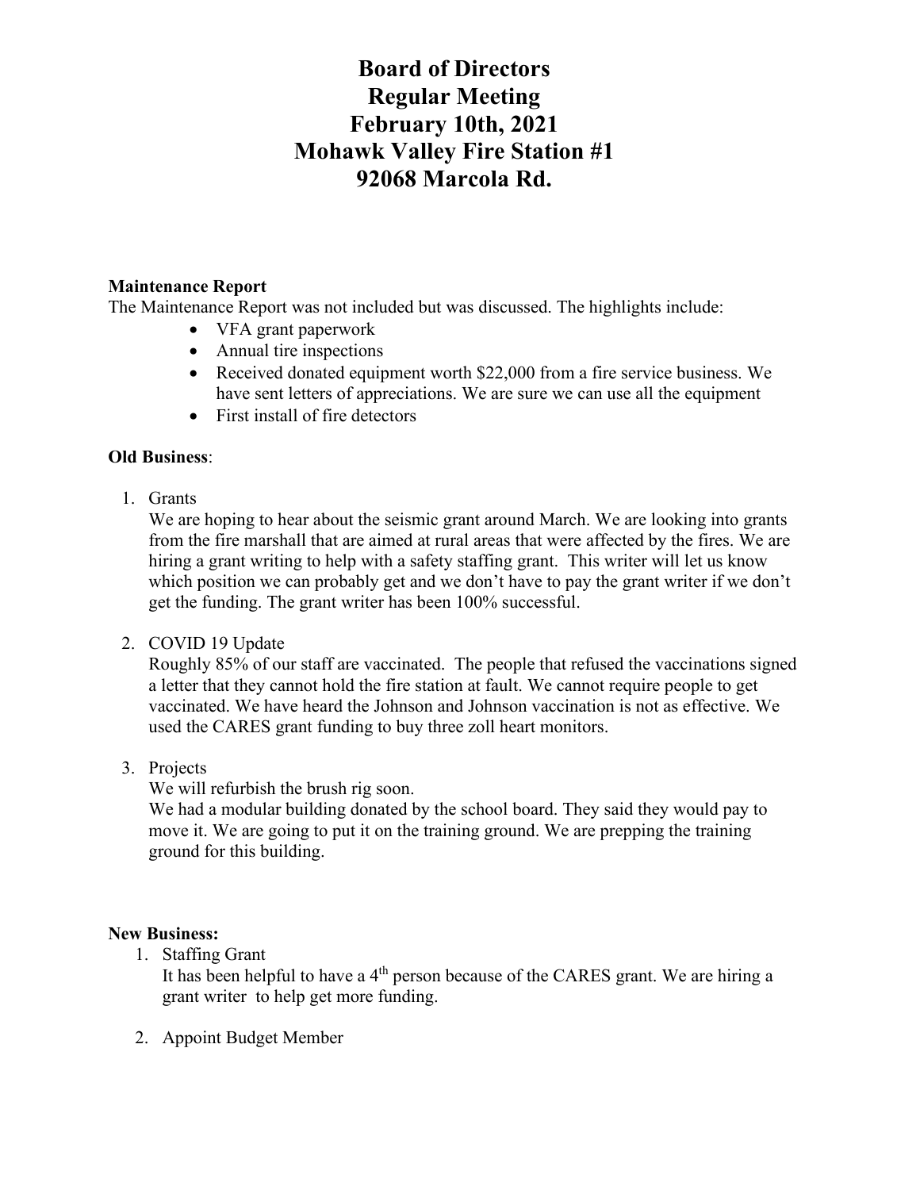# Board of Directors
# Regular Meeting
# February 10th, 2021
# Mohawk Valley Fire Station #1
# 92068 Marcola Rd.

**Maintenance Report**

The Maintenance Report was not included but was discussed. The highlights include:

- VFA grant paperwork
- Annual tire inspections
- Received donated equipment worth $22,000 from a fire service business. We have sent letters of appreciations. We are sure we can use all the equipment
- First install of fire detectors

**Old Business**:

1. Grants

   We are hoping to hear about the seismic grant around March. We are looking into grants from the fire marshall that are aimed at rural areas that were affected by the fires. We are hiring a grant writing to help with a safety staffing grant. This writer will let us know which position we can probably get and we don't have to pay the grant writer if we don't get the funding. The grant writer has been 100% successful.

2. COVID 19 Update

   Roughly 85% of our staff are vaccinated. The people that refused the vaccinations signed a letter that they cannot hold the fire station at fault. We cannot require people to get vaccinated. We have heard the Johnson and Johnson vaccination is not as effective. We used the CARES grant funding to buy three zoll heart monitors.

3. Projects

   We will refurbish the brush rig soon.

   We had a modular building donated by the school board. They said they would pay to move it. We are going to put it on the training ground. We are prepping the training ground for this building.

**New Business:**

1. Staffing Grant

   It has been helpful to have a 4th person because of the CARES grant. We are hiring a grant writer to help get more funding.

2. Appoint Budget Member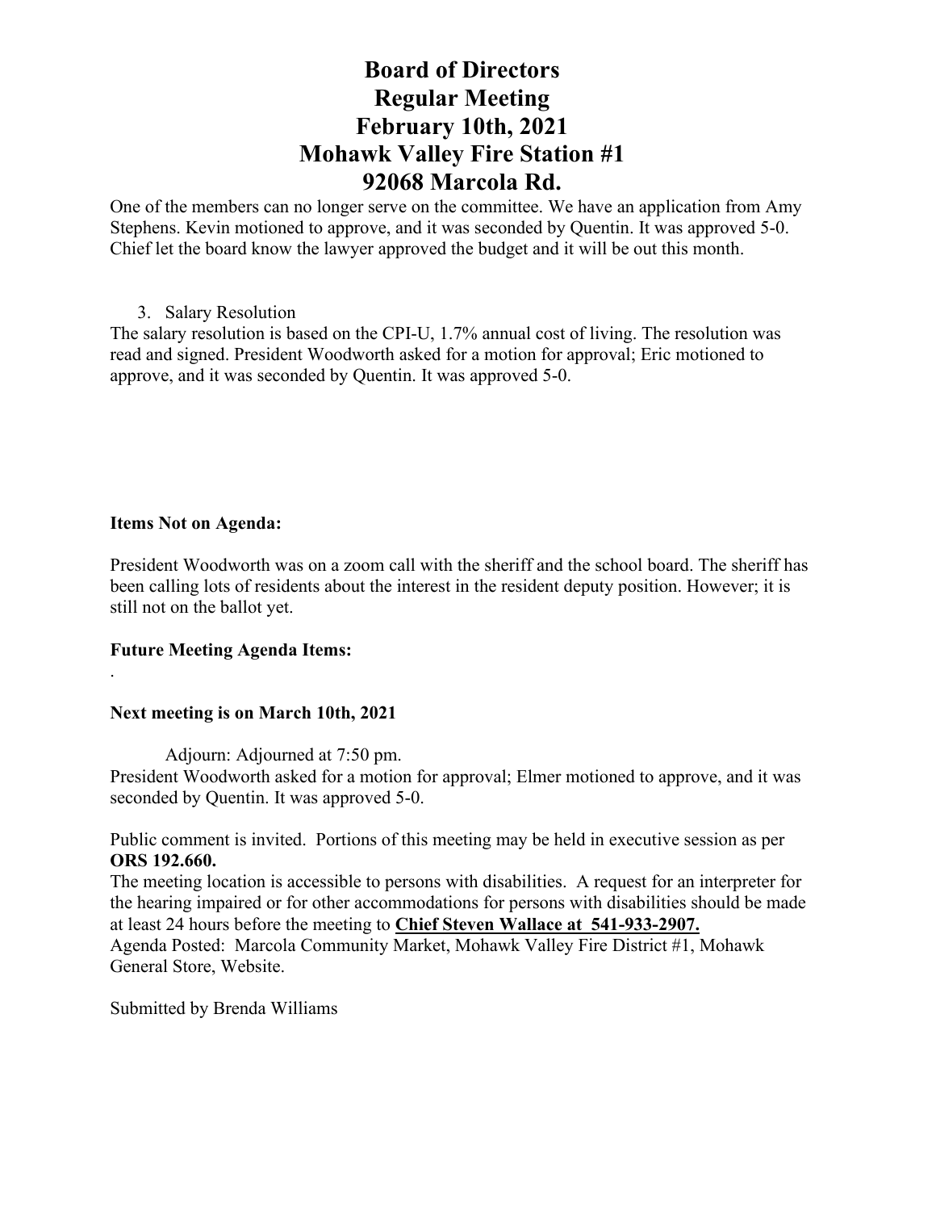# Board of Directors
# Regular Meeting
# February 10th, 2021
# Mohawk Valley Fire Station #1
# 92068 Marcola Rd.

One of the members can no longer serve on the committee. We have an application from Amy Stephens. Kevin motioned to approve, and it was seconded by Quentin. It was approved 5-0. Chief let the board know the lawyer approved the budget and it will be out this month.

3. Salary Resolution

The salary resolution is based on the CPI-U, 1.7% annual cost of living. The resolution was read and signed. President Woodworth asked for a motion for approval; Eric motioned to approve, and it was seconded by Quentin. It was approved 5-0.

**Items Not on Agenda:**

President Woodworth was on a zoom call with the sheriff and the school board. The sheriff has been calling lots of residents about the interest in the resident deputy position. However; it is still not on the ballot yet.

**Future Meeting Agenda Items:**

.

**Next meeting is on March 10th, 2021**

Adjourn: Adjourned at 7:50 pm.

President Woodworth asked for a motion for approval; Elmer motioned to approve, and it was seconded by Quentin. It was approved 5-0.

Public comment is invited. Portions of this meeting may be held in executive session as per **ORS 192.660.**

The meeting location is accessible to persons with disabilities. A request for an interpreter for the hearing impaired or for other accommodations for persons with disabilities should be made at least 24 hours before the meeting to **Chief Steven Wallace at 541-933-2907.**

Agenda Posted: Marcola Community Market, Mohawk Valley Fire District #1, Mohawk General Store, Website.

Submitted by Brenda Williams